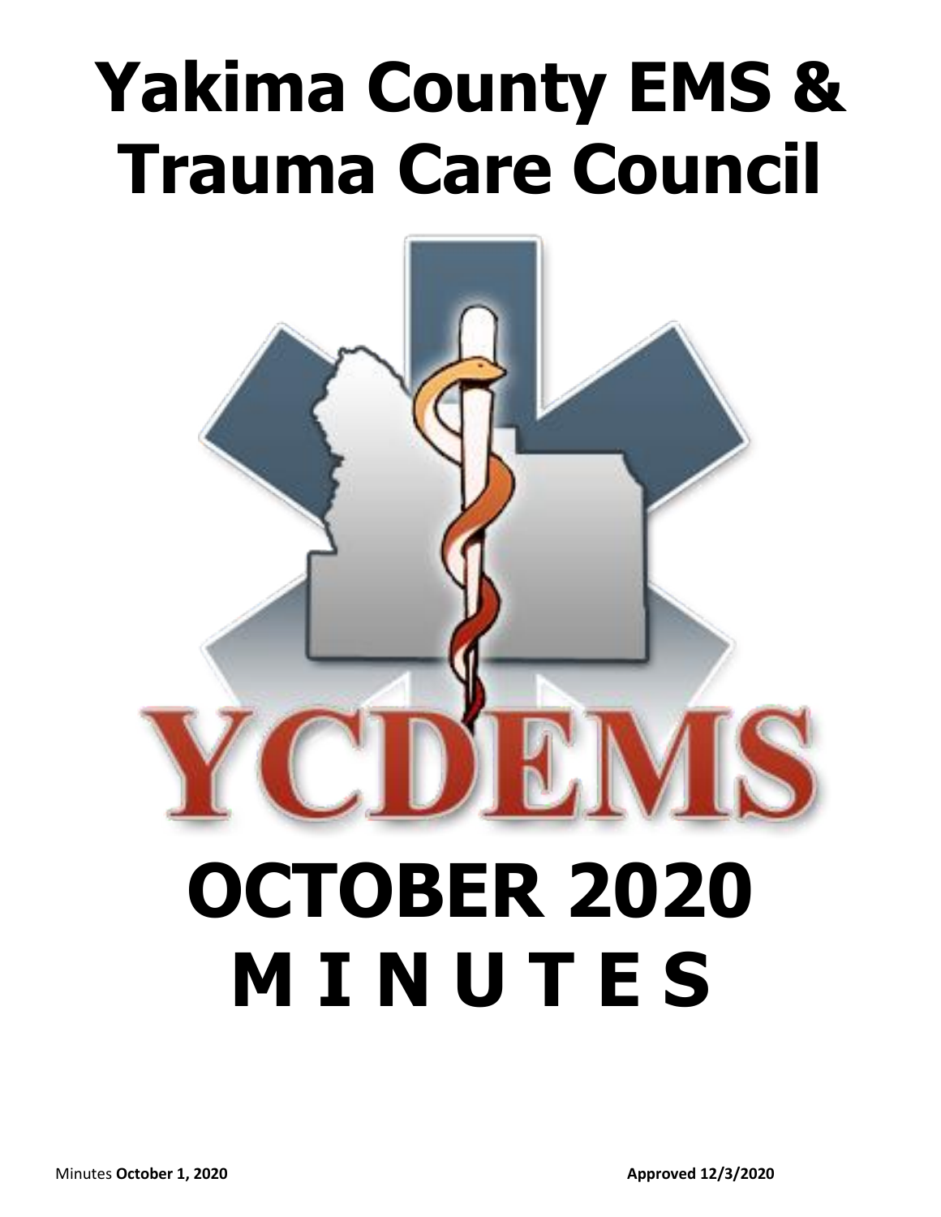# Yakima County EMS & Trauma Care Council

YCDEMS

# OCTOBER 2020 M I N U T E S

Minutes **October 1, 2020** **Approved 12/3/2020**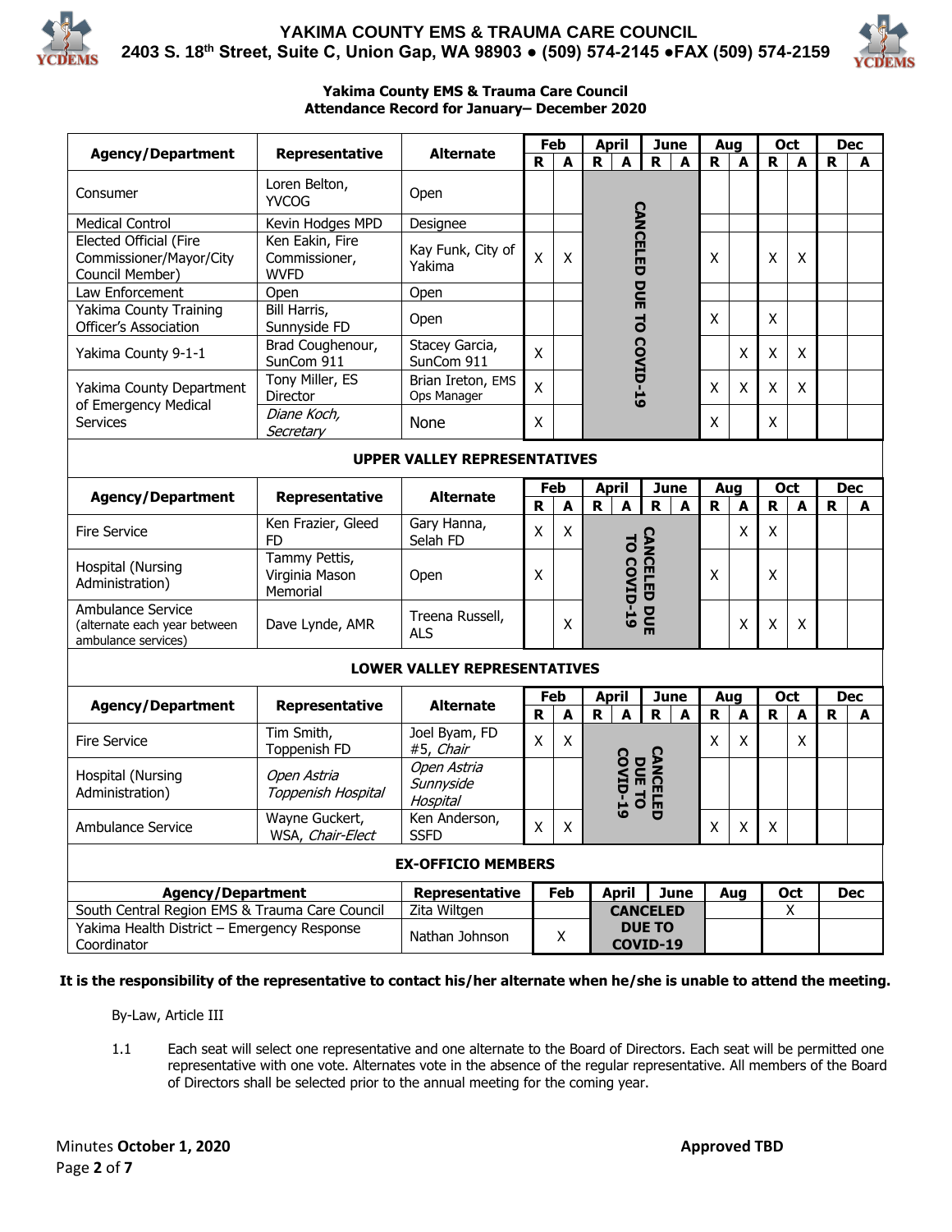**Yakima County EMS & Trauma Care Council**
**Attendance Record for January– December 2020**

| Agency/Department | Representative | Alternate | Feb R | Feb A | April R | April A | June R | June A | Aug R | Aug A | Oct R | Oct A | Dec R | Dec A |
|---|---|---|---|---|---|---|---|---|---|---|---|---|---|---|
| Consumer | Loren Belton, YVCOG | Open | | | CANCELED DUE TO COVID-19 | | | | | | | | | |
| Medical Control | Kevin Hodges MPD | Designee | | | | | | | | | | | | |
| Elected Official (Fire Commissioner/Mayor/City Council Member) | Ken Eakin, Fire Commissioner, WVFD | Kay Funk, City of Yakima | X | X | | | | | X | | X | X | | |
| Law Enforcement | Open | Open | | | | | | | | | | | | |
| Yakima County Training Officer's Association | Bill Harris, Sunnyside FD | Open | | | | | | | X | | X | | | |
| Yakima County 9-1-1 | Brad Coughenour, SunCom 911 | Stacey Garcia, SunCom 911 | X | | | | | | | X | X | X | | |
| Yakima County Department of Emergency Medical Services | Tony Miller, ES Director | Brian Ireton, EMS Ops Manager | X | | | | | | X | X | X | X | | |
| | *Diane Koch, Secretary* | None | X | | | | | | X | | X | | | |

**UPPER VALLEY REPRESENTATIVES**

| Agency/Department | Representative | Alternate | Feb R | Feb A | April R | April A | June R | June A | Aug R | Aug A | Oct R | Oct A | Dec R | Dec A |
|---|---|---|---|---|---|---|---|---|---|---|---|---|---|---|
| Fire Service | Ken Frazier, Gleed FD | Gary Hanna, Selah FD | X | X | CANCELED DUE TO COVID-19 | | | | | X | X | | | |
| Hospital (Nursing Administration) | Tammy Pettis, Virginia Mason Memorial | Open | X | | | | | | X | | X | | | |
| Ambulance Service (alternate each year between ambulance services) | Dave Lynde, AMR | Treena Russell, ALS | | X | | | | | | X | X | X | | |

**LOWER VALLEY REPRESENTATIVES**

| Agency/Department | Representative | Alternate | Feb R | Feb A | April R | April A | June R | June A | Aug R | Aug A | Oct R | Oct A | Dec R | Dec A |
|---|---|---|---|---|---|---|---|---|---|---|---|---|---|---|
| Fire Service | Tim Smith, Toppenish FD | Joel Byam, FD #5, *Chair* | X | X | CANCELED DUE TO COVID-19 | | | | X | X | | X | | |
| Hospital (Nursing Administration) | *Open Astria Toppenish Hospital* | *Open Astria Sunnyside Hospital* | | | | | | | | | | | | |
| Ambulance Service | Wayne Guckert, WSA, *Chair-Elect* | Ken Anderson, SSFD | X | X | | | | | X | X | X | | | |

**EX-OFFICIO MEMBERS**

| Agency/Department | Representative | Feb | April | June | Aug | Oct | Dec |
|---|---|---|---|---|---|---|---|
| South Central Region EMS & Trauma Care Council | Zita Wiltgen | | CANCELED DUE TO COVID-19 | | | X | |
| Yakima Health District – Emergency Response Coordinator | Nathan Johnson | X | | | | | |

**It is the responsibility of the representative to contact his/her alternate when he/she is unable to attend the meeting.**

By-Law, Article III

1.1 Each seat will select one representative and one alternate to the Board of Directors. Each seat will be permitted one representative with one vote. Alternates vote in the absence of the regular representative. All members of the Board of Directors shall be selected prior to the annual meeting for the coming year.

Minutes **October 1, 2020** **Approved TBD**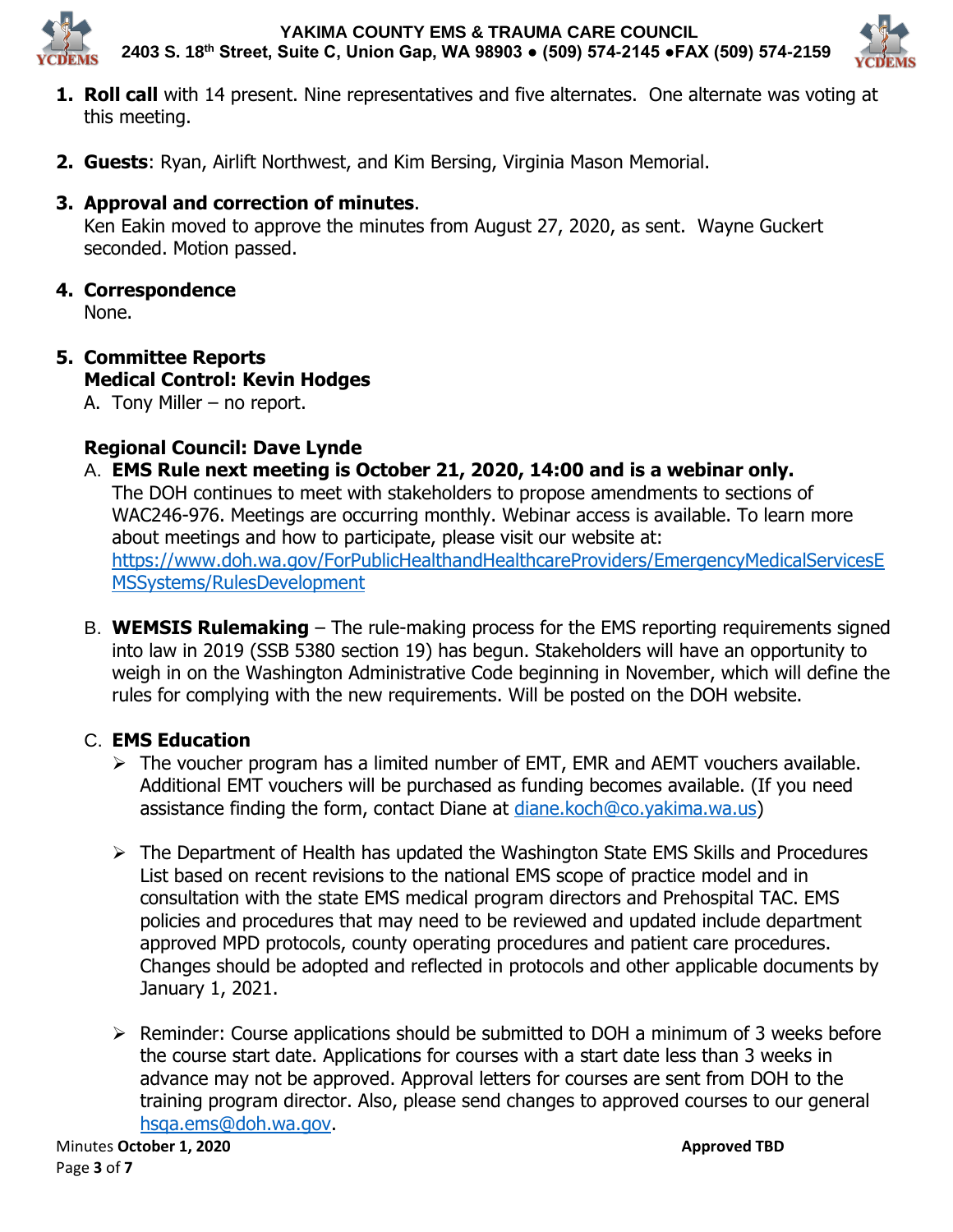1. **Roll call** with 14 present. Nine representatives and five alternates. One alternate was voting at this meeting.

2. **Guests**: Ryan, Airlift Northwest, and Kim Bersing, Virginia Mason Memorial.

3. **Approval and correction of minutes**.
   Ken Eakin moved to approve the minutes from August 27, 2020, as sent. Wayne Guckert seconded. Motion passed.

4. **Correspondence**
   None.

5. **Committee Reports**
   **Medical Control: Kevin Hodges**
   A. Tony Miller – no report.

   **Regional Council: Dave Lynde**
   A. **EMS Rule next meeting is October 21, 2020, 14:00 and is a webinar only.**
   The DOH continues to meet with stakeholders to propose amendments to sections of WAC246-976. Meetings are occurring monthly. Webinar access is available. To learn more about meetings and how to participate, please visit our website at: https://www.doh.wa.gov/ForPublicHealthandHealthcareProviders/EmergencyMedicalServicesEMSSystems/RulesDevelopment

   B. **WEMSIS Rulemaking** – The rule-making process for the EMS reporting requirements signed into law in 2019 (SSB 5380 section 19) has begun. Stakeholders will have an opportunity to weigh in on the Washington Administrative Code beginning in November, which will define the rules for complying with the new requirements. Will be posted on the DOH website.

   C. **EMS Education**
   - The voucher program has a limited number of EMT, EMR and AEMT vouchers available. Additional EMT vouchers will be purchased as funding becomes available. (If you need assistance finding the form, contact Diane at diane.koch@co.yakima.wa.us)
   - The Department of Health has updated the Washington State EMS Skills and Procedures List based on recent revisions to the national EMS scope of practice model and in consultation with the state EMS medical program directors and Prehospital TAC. EMS policies and procedures that may need to be reviewed and updated include department approved MPD protocols, county operating procedures and patient care procedures. Changes should be adopted and reflected in protocols and other applicable documents by January 1, 2021.
   - Reminder: Course applications should be submitted to DOH a minimum of 3 weeks before the course start date. Applications for courses with a start date less than 3 weeks in advance may not be approved. Approval letters for courses are sent from DOH to the training program director. Also, please send changes to approved courses to our general hsqa.ems@doh.wa.gov.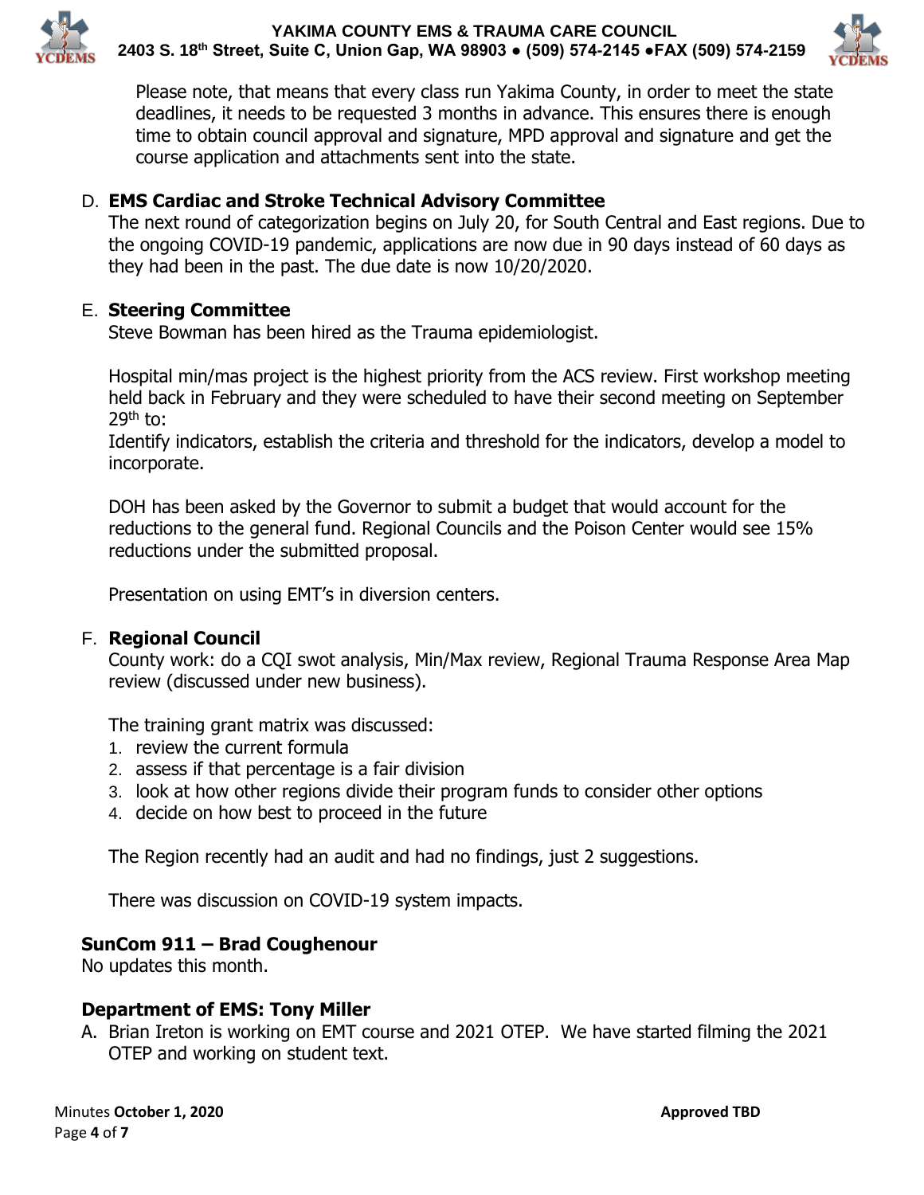Please note, that means that every class run Yakima County, in order to meet the state deadlines, it needs to be requested 3 months in advance. This ensures there is enough time to obtain council approval and signature, MPD approval and signature and get the course application and attachments sent into the state.

D. **EMS Cardiac and Stroke Technical Advisory Committee**
The next round of categorization begins on July 20, for South Central and East regions. Due to the ongoing COVID-19 pandemic, applications are now due in 90 days instead of 60 days as they had been in the past. The due date is now 10/20/2020.

E. **Steering Committee**
Steve Bowman has been hired as the Trauma epidemiologist.

Hospital min/mas project is the highest priority from the ACS review. First workshop meeting held back in February and they were scheduled to have their second meeting on September 29th to:
Identify indicators, establish the criteria and threshold for the indicators, develop a model to incorporate.

DOH has been asked by the Governor to submit a budget that would account for the reductions to the general fund. Regional Councils and the Poison Center would see 15% reductions under the submitted proposal.

Presentation on using EMT's in diversion centers.

F. **Regional Council**
County work: do a CQI swot analysis, Min/Max review, Regional Trauma Response Area Map review (discussed under new business).

The training grant matrix was discussed:
1. review the current formula
2. assess if that percentage is a fair division
3. look at how other regions divide their program funds to consider other options
4. decide on how best to proceed in the future

The Region recently had an audit and had no findings, just 2 suggestions.

There was discussion on COVID-19 system impacts.

**SunCom 911 – Brad Coughenour**
No updates this month.

**Department of EMS: Tony Miller**

A. Brian Ireton is working on EMT course and 2021 OTEP. We have started filming the 2021 OTEP and working on student text.

Minutes **October 1, 2020** **Approved TBD**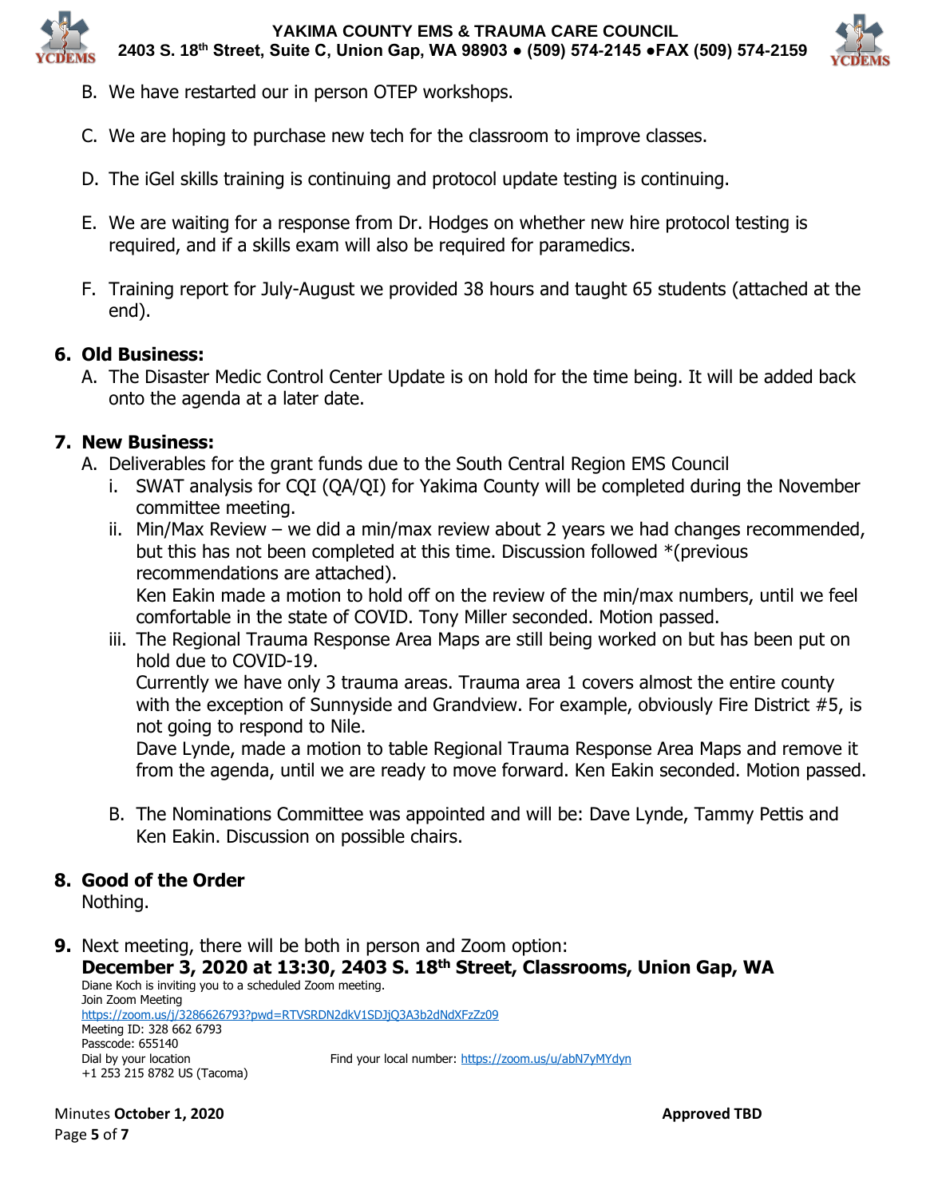B. We have restarted our in person OTEP workshops.

C. We are hoping to purchase new tech for the classroom to improve classes.

D. The iGel skills training is continuing and protocol update testing is continuing.

E. We are waiting for a response from Dr. Hodges on whether new hire protocol testing is required, and if a skills exam will also be required for paramedics.

F. Training report for July-August we provided 38 hours and taught 65 students (attached at the end).

## 6. Old Business:

A. The Disaster Medic Control Center Update is on hold for the time being. It will be added back onto the agenda at a later date.

## 7. New Business:

A. Deliverables for the grant funds due to the South Central Region EMS Council

   i. SWAT analysis for CQI (QA/QI) for Yakima County will be completed during the November committee meeting.

   ii. Min/Max Review – we did a min/max review about 2 years we had changes recommended, but this has not been completed at this time. Discussion followed *(previous recommendations are attached).
   Ken Eakin made a motion to hold off on the review of the min/max numbers, until we feel comfortable in the state of COVID. Tony Miller seconded. Motion passed.

   iii. The Regional Trauma Response Area Maps are still being worked on but has been put on hold due to COVID-19.
   Currently we have only 3 trauma areas. Trauma area 1 covers almost the entire county with the exception of Sunnyside and Grandview. For example, obviously Fire District #5, is not going to respond to Nile.
   Dave Lynde, made a motion to table Regional Trauma Response Area Maps and remove it from the agenda, until we are ready to move forward. Ken Eakin seconded. Motion passed.

B. The Nominations Committee was appointed and will be: Dave Lynde, Tammy Pettis and Ken Eakin. Discussion on possible chairs.

## 8. Good of the Order

Nothing.

## 9. Next meeting, there will be both in person and Zoom option:

**December 3, 2020 at 13:30, 2403 S. 18th Street, Classrooms, Union Gap, WA**

Diane Koch is inviting you to a scheduled Zoom meeting.
Join Zoom Meeting
https://zoom.us/j/3286626793?pwd=RTVSRDN2dkV1SDJjQ3A3b2dNdXFzZz09
Meeting ID: 328 662 6793
Passcode: 655140
Dial by your location
+1 253 215 8782 US (Tacoma)

Find your local number: https://zoom.us/u/abN7yMYdyn

Minutes **October 1, 2020** **Approved TBD**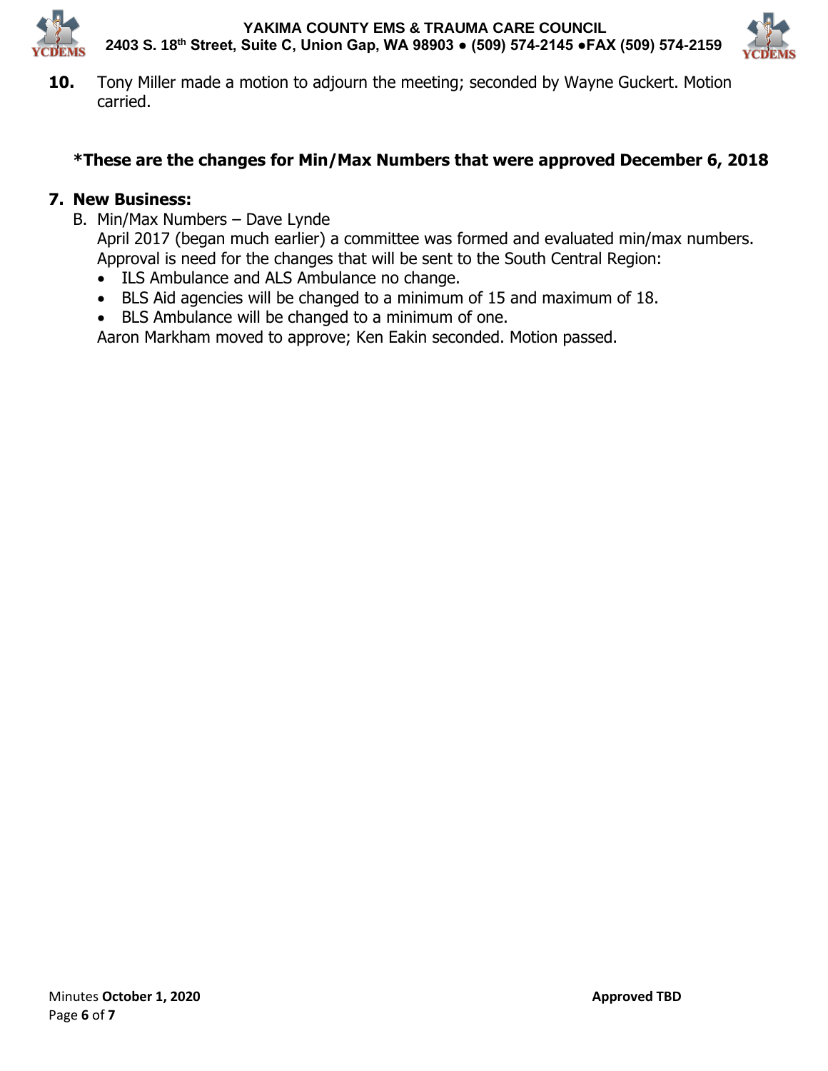**10.** Tony Miller made a motion to adjourn the meeting; seconded by Wayne Guckert. Motion carried.

**\*These are the changes for Min/Max Numbers that were approved December 6, 2018**

**7. New Business:**

B. Min/Max Numbers – Dave Lynde

April 2017 (began much earlier) a committee was formed and evaluated min/max numbers. Approval is need for the changes that will be sent to the South Central Region:

- ILS Ambulance and ALS Ambulance no change.
- BLS Aid agencies will be changed to a minimum of 15 and maximum of 18.
- BLS Ambulance will be changed to a minimum of one.

Aaron Markham moved to approve; Ken Eakin seconded. Motion passed.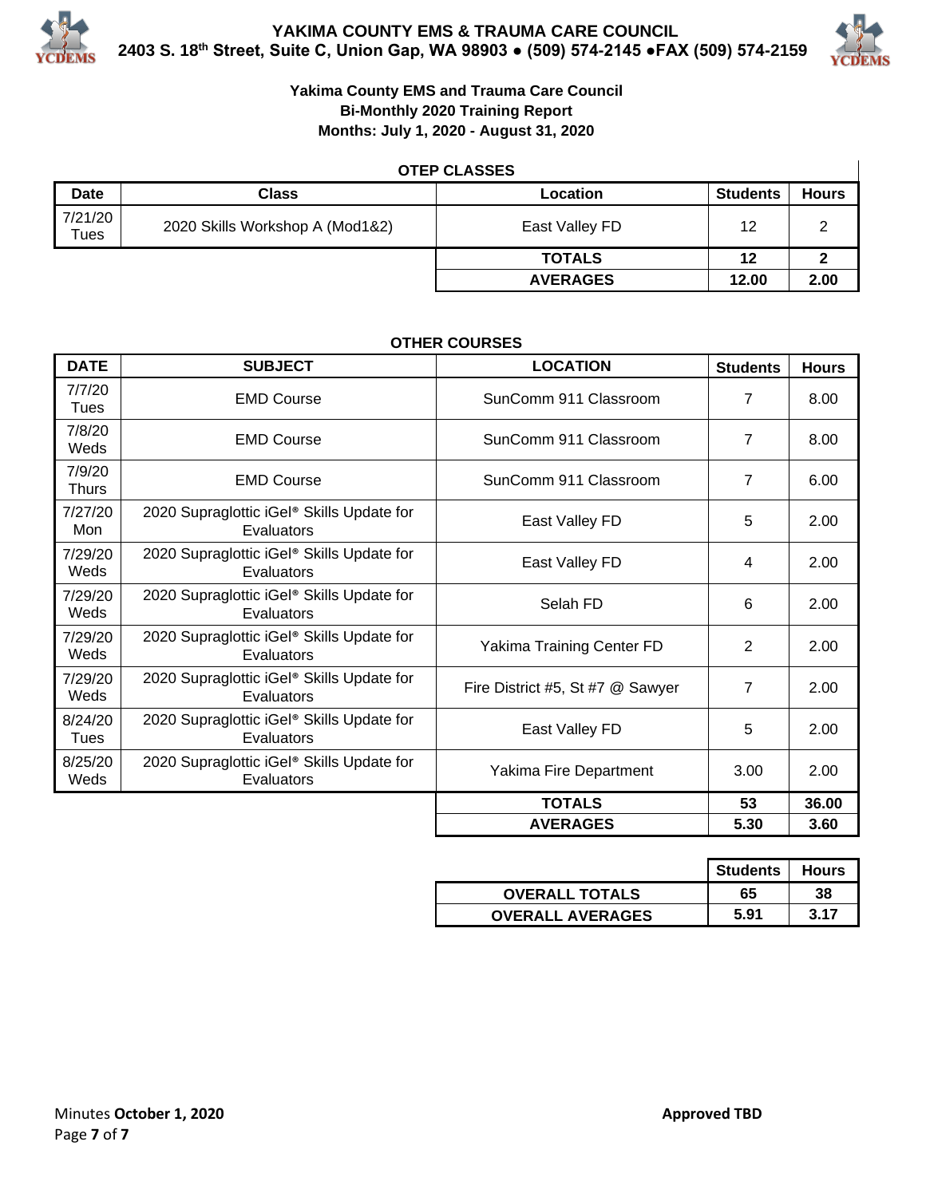YAKIMA COUNTY EMS & TRAUMA CARE COUNCIL
2403 S. 18th Street, Suite C, Union Gap, WA 98903 ● (509) 574-2145 ●FAX (509) 574-2159

**Yakima County EMS and Trauma Care Council**
**Bi-Monthly 2020 Training Report**
**Months: July 1, 2020 - August 31, 2020**

**OTEP CLASSES**

| Date | Class | Location | Students | Hours |
|---|---|---|---|---|
| 7/21/20 Tues | 2020 Skills Workshop A (Mod1&2) | East Valley FD | 12 | 2 |
| | | **TOTALS** | **12** | **2** |
| | | **AVERAGES** | **12.00** | **2.00** |

**OTHER COURSES**

| DATE | SUBJECT | LOCATION | Students | Hours |
|---|---|---|---|---|
| 7/7/20 Tues | EMD Course | SunComm 911 Classroom | 7 | 8.00 |
| 7/8/20 Weds | EMD Course | SunComm 911 Classroom | 7 | 8.00 |
| 7/9/20 Thurs | EMD Course | SunComm 911 Classroom | 7 | 6.00 |
| 7/27/20 Mon | 2020 Supraglottic iGel® Skills Update for Evaluators | East Valley FD | 5 | 2.00 |
| 7/29/20 Weds | 2020 Supraglottic iGel® Skills Update for Evaluators | East Valley FD | 4 | 2.00 |
| 7/29/20 Weds | 2020 Supraglottic iGel® Skills Update for Evaluators | Selah FD | 6 | 2.00 |
| 7/29/20 Weds | 2020 Supraglottic iGel® Skills Update for Evaluators | Yakima Training Center FD | 2 | 2.00 |
| 7/29/20 Weds | 2020 Supraglottic iGel® Skills Update for Evaluators | Fire District #5, St #7 @ Sawyer | 7 | 2.00 |
| 8/24/20 Tues | 2020 Supraglottic iGel® Skills Update for Evaluators | East Valley FD | 5 | 2.00 |
| 8/25/20 Weds | 2020 Supraglottic iGel® Skills Update for Evaluators | Yakima Fire Department | 3.00 | 2.00 |
| | | **TOTALS** | **53** | **36.00** |
| | | **AVERAGES** | **5.30** | **3.60** |

| | Students | Hours |
|---|---|---|
| **OVERALL TOTALS** | **65** | **38** |
| **OVERALL AVERAGES** | **5.91** | **3.17** |

Minutes **October 1, 2020** **Approved TBD**